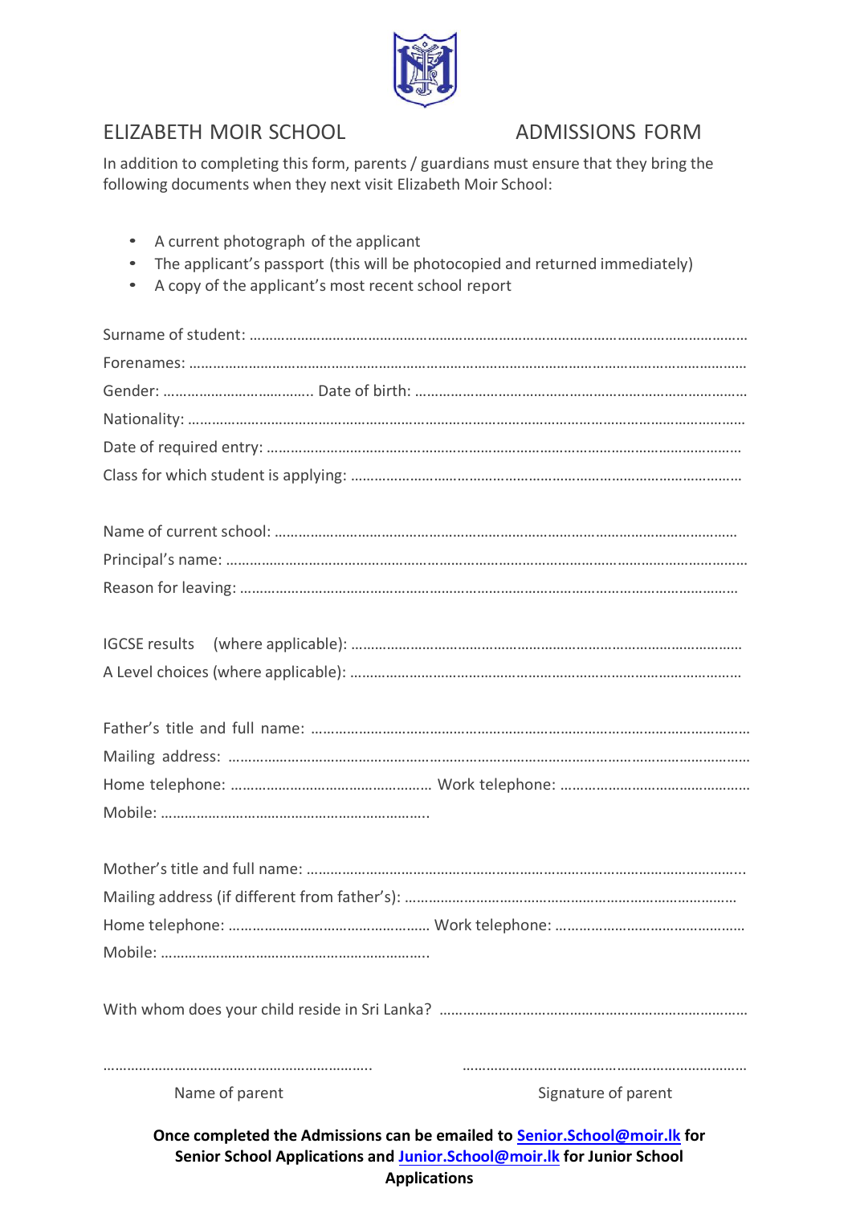# ELIZABETH MOIR SCHOOL ADMISSIONS FORM

In addition to completing this form, parents / guardians must ensure that they bring the following documents when they next visit Elizabeth Moir School:

- A current photograph of the applicant
- The applicant's passport (this will be photocopied and returned immediately)
- A copy of the applicant's most recent school report

Surname of student: …………………………………………………………………………………………………………

Forenames: ……………………………………………………………………………………………………………………

Gender: ………………………………. Date of birth: ……………………………………………………………………

Nationality: …………………………………………………………………………………………………………………

Date of required entry: ………………………………………………………………………………………………

Class for which student is applying: ……………………………………………………………………………

Name of current school: ……………………………………………………………………………………………

Principal's name: ……………………………………………………………………………………………………

Reason for leaving: …………………………………………………………………………………………………

IGCSE results (where applicable): ………………………………………………………………………………

A Level choices (where applicable): ……………………………………………………………………………

Father's title and full name: ………………………………………………………………………………………

Mailing address: ………………………………………………………………………………………………………

Home telephone: …………………………………………… Work telephone: …………………………………………

Mobile: …………………………………………………………..

Mother's title and full name: ……………………………………………………………………………………..

Mailing address (if different from father's): ……………………………………………………………………

Home telephone: …………………………………………… Work telephone: …………………………………………

Mobile: …………………………………………………………..

With whom does your child reside in Sri Lanka? ……………………………………………………………

………………………………………………………….. ……………………………………………………………

Name of parent Signature of parent

**Once completed the Admissions can be emailed to [Senior.School@moir.lk](mailto:Senior.School@moir.lk) for Senior School Applications and [Junior.School@moir.lk](mailto:Junior.School@moir.lk) for Junior School Applications**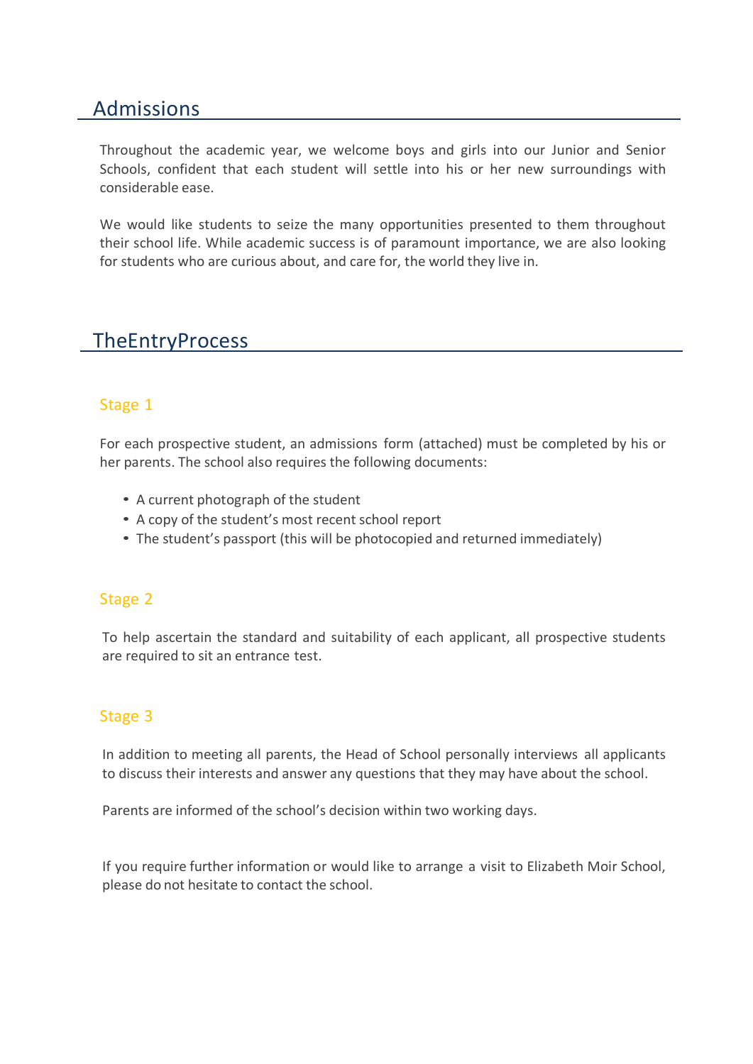## Admissions

Throughout the academic year, we welcome boys and girls into our Junior and Senior Schools, confident that each student will settle into his or her new surroundings with considerable ease.

We would like students to seize the many opportunities presented to them throughout their school life. While academic success is of paramount importance, we are also looking for students who are curious about, and care for, the world they live in.

## TheEntryProcess

### Stage 1

For each prospective student, an admissions form (attached) must be completed by his or her parents. The school also requires the following documents:

- A current photograph of the student
- A copy of the student's most recent school report
- The student's passport (this will be photocopied and returned immediately)

### Stage 2

To help ascertain the standard and suitability of each applicant, all prospective students are required to sit an entrance test.

### Stage 3

In addition to meeting all parents, the Head of School personally interviews all applicants to discuss their interests and answer any questions that they may have about the school.

Parents are informed of the school's decision within two working days.

If you require further information or would like to arrange a visit to Elizabeth Moir School, please do not hesitate to contact the school.